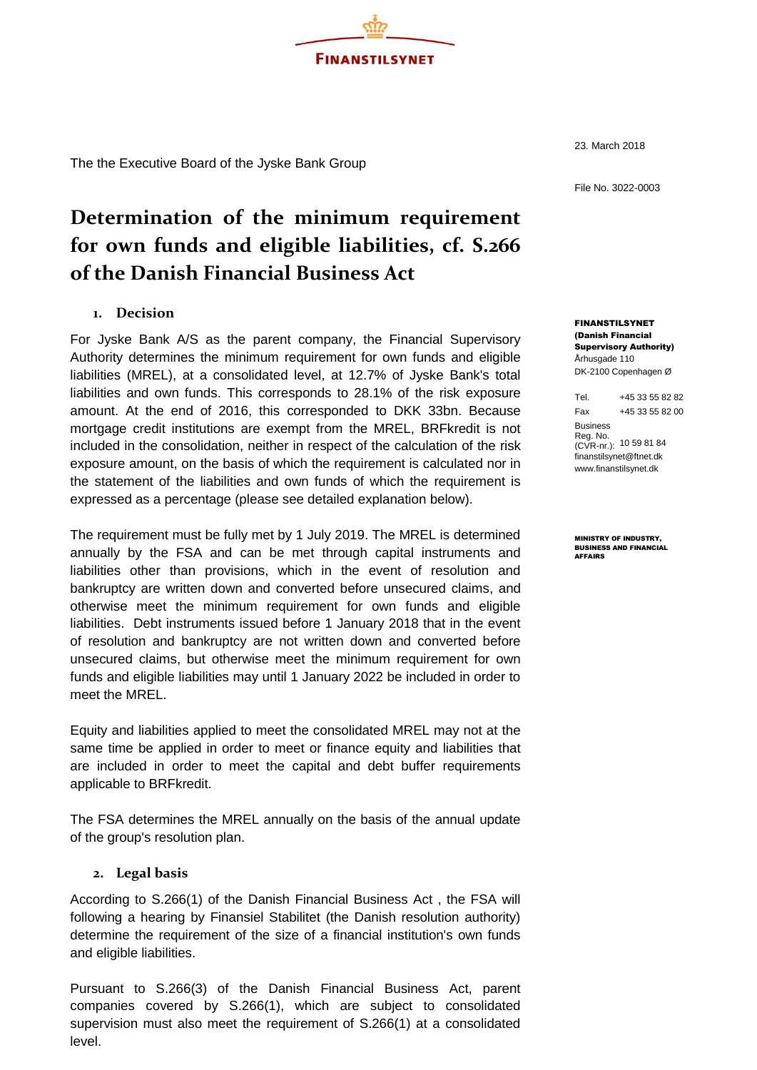FINANSTILSYNET

The the Executive Board of the Jyske Bank Group

23. March 2018

File No. 3022-0003

# Determination of the minimum requirement for own funds and eligible liabilities, cf. S.266 of the Danish Financial Business Act

## 1. Decision

For Jyske Bank A/S as the parent company, the Financial Supervisory Authority determines the minimum requirement for own funds and eligible liabilities (MREL), at a consolidated level, at 12.7% of Jyske Bank's total liabilities and own funds. This corresponds to 28.1% of the risk exposure amount. At the end of 2016, this corresponded to DKK 33bn. Because mortgage credit institutions are exempt from the MREL, BRFkredit is not included in the consolidation, neither in respect of the calculation of the risk exposure amount, on the basis of which the requirement is calculated nor in the statement of the liabilities and own funds of which the requirement is expressed as a percentage (please see detailed explanation below).

The requirement must be fully met by 1 July 2019. The MREL is determined annually by the FSA and can be met through capital instruments and liabilities other than provisions, which in the event of resolution and bankruptcy are written down and converted before unsecured claims, and otherwise meet the minimum requirement for own funds and eligible liabilities. Debt instruments issued before 1 January 2018 that in the event of resolution and bankruptcy are not written down and converted before unsecured claims, but otherwise meet the minimum requirement for own funds and eligible liabilities may until 1 January 2022 be included in order to meet the MREL.

Equity and liabilities applied to meet the consolidated MREL may not at the same time be applied in order to meet or finance equity and liabilities that are included in order to meet the capital and debt buffer requirements applicable to BRFkredit.

The FSA determines the MREL annually on the basis of the annual update of the group's resolution plan.

## 2. Legal basis

According to S.266(1) of the Danish Financial Business Act , the FSA will following a hearing by Finansiel Stabilitet (the Danish resolution authority) determine the requirement of the size of a financial institution's own funds and eligible liabilities.

Pursuant to S.266(3) of the Danish Financial Business Act, parent companies covered by S.266(1), which are subject to consolidated supervision must also meet the requirement of S.266(1) at a consolidated level.

**FINANSTILSYNET**
**(Danish Financial Supervisory Authority)**
Århusgade 110
DK-2100 Copenhagen Ø

Tel. +45 33 55 82 82
Fax +45 33 55 82 00
Business Reg. No. (CVR-nr.): 10 59 81 84
finanstilsynet@ftnet.dk
www.finanstilsynet.dk

MINISTRY OF INDUSTRY, BUSINESS AND FINANCIAL AFFAIRS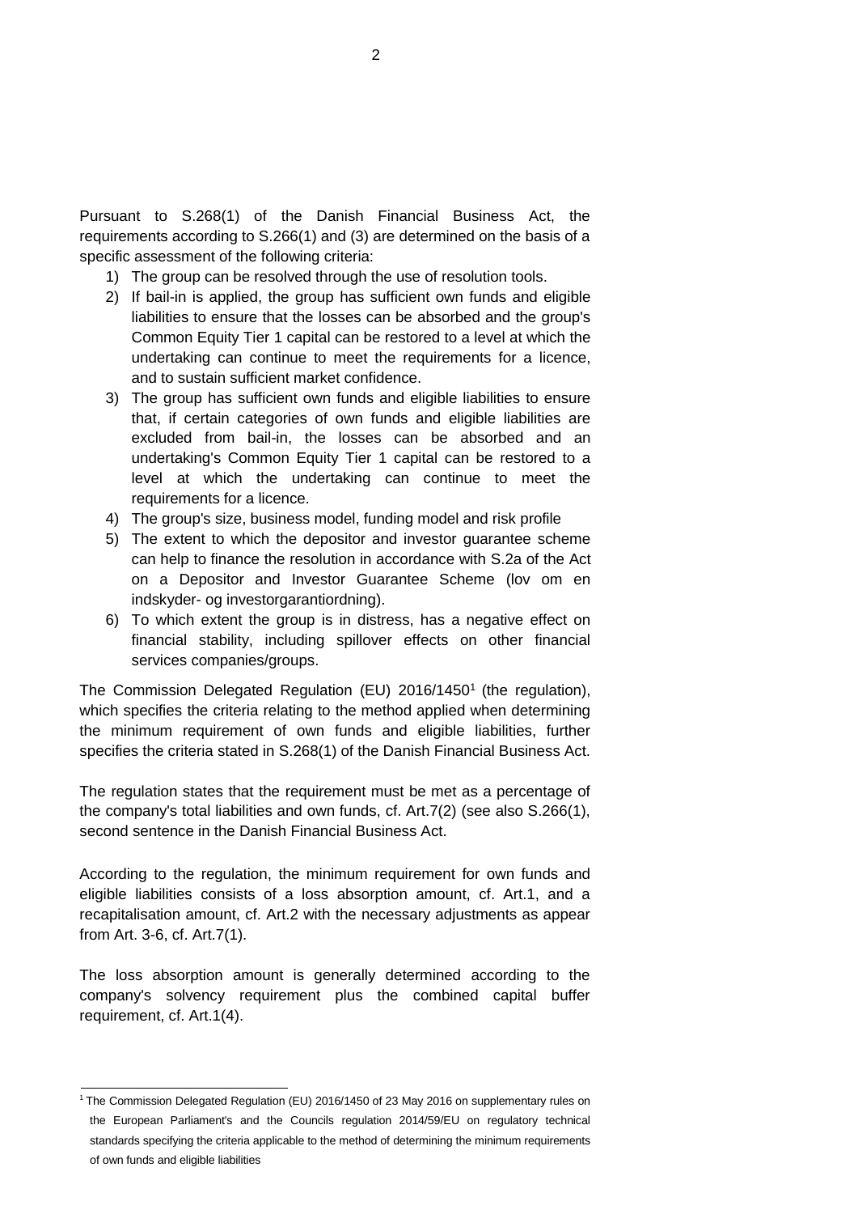Pursuant to S.268(1) of the Danish Financial Business Act, the requirements according to S.266(1) and (3) are determined on the basis of a specific assessment of the following criteria:

1) The group can be resolved through the use of resolution tools.
2) If bail-in is applied, the group has sufficient own funds and eligible liabilities to ensure that the losses can be absorbed and the group's Common Equity Tier 1 capital can be restored to a level at which the undertaking can continue to meet the requirements for a licence, and to sustain sufficient market confidence.
3) The group has sufficient own funds and eligible liabilities to ensure that, if certain categories of own funds and eligible liabilities are excluded from bail-in, the losses can be absorbed and an undertaking's Common Equity Tier 1 capital can be restored to a level at which the undertaking can continue to meet the requirements for a licence.
4) The group's size, business model, funding model and risk profile
5) The extent to which the depositor and investor guarantee scheme can help to finance the resolution in accordance with S.2a of the Act on a Depositor and Investor Guarantee Scheme (lov om en indskyder- og investorgarantiordning).
6) To which extent the group is in distress, has a negative effect on financial stability, including spillover effects on other financial services companies/groups.

The Commission Delegated Regulation (EU) 2016/1450[1] (the regulation), which specifies the criteria relating to the method applied when determining the minimum requirement of own funds and eligible liabilities, further specifies the criteria stated in S.268(1) of the Danish Financial Business Act.

The regulation states that the requirement must be met as a percentage of the company's total liabilities and own funds, cf. Art.7(2) (see also S.266(1), second sentence in the Danish Financial Business Act.

According to the regulation, the minimum requirement for own funds and eligible liabilities consists of a loss absorption amount, cf. Art.1, and a recapitalisation amount, cf. Art.2 with the necessary adjustments as appear from Art. 3-6, cf. Art.7(1).

The loss absorption amount is generally determined according to the company's solvency requirement plus the combined capital buffer requirement, cf. Art.1(4).

[1] The Commission Delegated Regulation (EU) 2016/1450 of 23 May 2016 on supplementary rules on the European Parliament's and the Councils regulation 2014/59/EU on regulatory technical standards specifying the criteria applicable to the method of determining the minimum requirements of own funds and eligible liabilities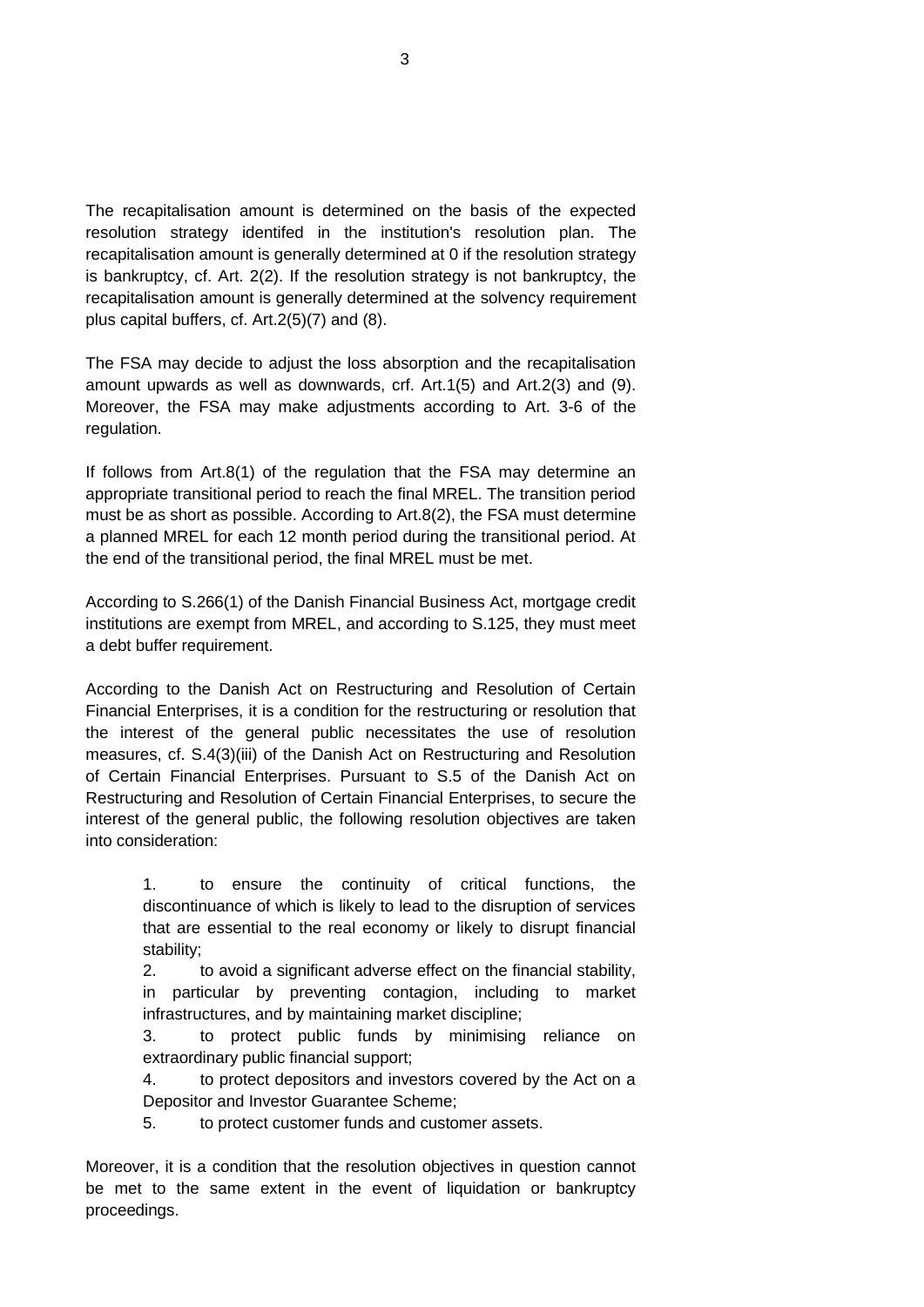The recapitalisation amount is determined on the basis of the expected resolution strategy identifed in the institution's resolution plan. The recapitalisation amount is generally determined at 0 if the resolution strategy is bankruptcy, cf. Art. 2(2). If the resolution strategy is not bankruptcy, the recapitalisation amount is generally determined at the solvency requirement plus capital buffers, cf. Art.2(5)(7) and (8).

The FSA may decide to adjust the loss absorption and the recapitalisation amount upwards as well as downwards, crf. Art.1(5) and Art.2(3) and (9). Moreover, the FSA may make adjustments according to Art. 3-6 of the regulation.

If follows from Art.8(1) of the regulation that the FSA may determine an appropriate transitional period to reach the final MREL. The transition period must be as short as possible. According to Art.8(2), the FSA must determine a planned MREL for each 12 month period during the transitional period. At the end of the transitional period, the final MREL must be met.

According to S.266(1) of the Danish Financial Business Act, mortgage credit institutions are exempt from MREL, and according to S.125, they must meet a debt buffer requirement.

According to the Danish Act on Restructuring and Resolution of Certain Financial Enterprises, it is a condition for the restructuring or resolution that the interest of the general public necessitates the use of resolution measures, cf. S.4(3)(iii) of the Danish Act on Restructuring and Resolution of Certain Financial Enterprises. Pursuant to S.5 of the Danish Act on Restructuring and Resolution of Certain Financial Enterprises, to secure the interest of the general public, the following resolution objectives are taken into consideration:

1. to ensure the continuity of critical functions, the discontinuance of which is likely to lead to the disruption of services that are essential to the real economy or likely to disrupt financial stability;
2. to avoid a significant adverse effect on the financial stability, in particular by preventing contagion, including to market infrastructures, and by maintaining market discipline;
3. to protect public funds by minimising reliance on extraordinary public financial support;
4. to protect depositors and investors covered by the Act on a Depositor and Investor Guarantee Scheme;
5. to protect customer funds and customer assets.

Moreover, it is a condition that the resolution objectives in question cannot be met to the same extent in the event of liquidation or bankruptcy proceedings.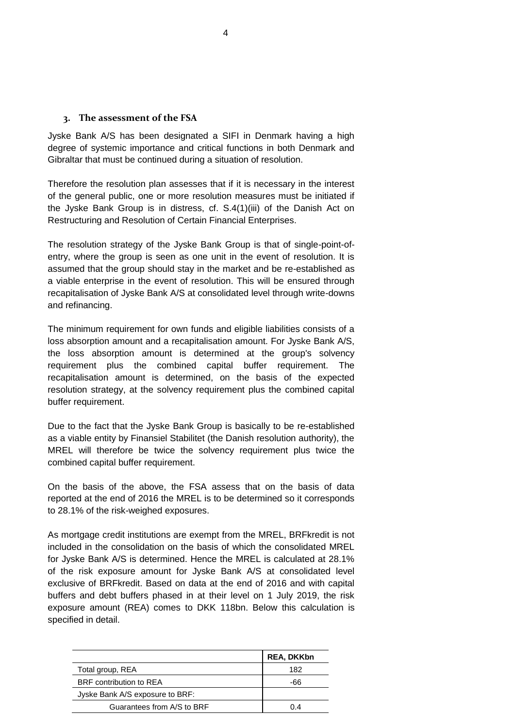## 3. The assessment of the FSA

Jyske Bank A/S has been designated a SIFI in Denmark having a high degree of systemic importance and critical functions in both Denmark and Gibraltar that must be continued during a situation of resolution.

Therefore the resolution plan assesses that if it is necessary in the interest of the general public, one or more resolution measures must be initiated if the Jyske Bank Group is in distress, cf. S.4(1)(iii) of the Danish Act on Restructuring and Resolution of Certain Financial Enterprises.

The resolution strategy of the Jyske Bank Group is that of single-point-of-entry, where the group is seen as one unit in the event of resolution. It is assumed that the group should stay in the market and be re-established as a viable enterprise in the event of resolution. This will be ensured through recapitalisation of Jyske Bank A/S at consolidated level through write-downs and refinancing.

The minimum requirement for own funds and eligible liabilities consists of a loss absorption amount and a recapitalisation amount. For Jyske Bank A/S, the loss absorption amount is determined at the group's solvency requirement plus the combined capital buffer requirement. The recapitalisation amount is determined, on the basis of the expected resolution strategy, at the solvency requirement plus the combined capital buffer requirement.

Due to the fact that the Jyske Bank Group is basically to be re-established as a viable entity by Finansiel Stabilitet (the Danish resolution authority), the MREL will therefore be twice the solvency requirement plus twice the combined capital buffer requirement.

On the basis of the above, the FSA assess that on the basis of data reported at the end of 2016 the MREL is to be determined so it corresponds to 28.1% of the risk-weighed exposures.

As mortgage credit institutions are exempt from the MREL, BRFkredit is not included in the consolidation on the basis of which the consolidated MREL for Jyske Bank A/S is determined. Hence the MREL is calculated at 28.1% of the risk exposure amount for Jyske Bank A/S at consolidated level exclusive of BRFkredit. Based on data at the end of 2016 and with capital buffers and debt buffers phased in at their level on 1 July 2019, the risk exposure amount (REA) comes to DKK 118bn. Below this calculation is specified in detail.

| | REA, DKKbn |
|---|---|
| Total group, REA | 182 |
| BRF contribution to REA | -66 |
| Jyske Bank A/S exposure to BRF: | |
| Guarantees from A/S to BRF | 0.4 |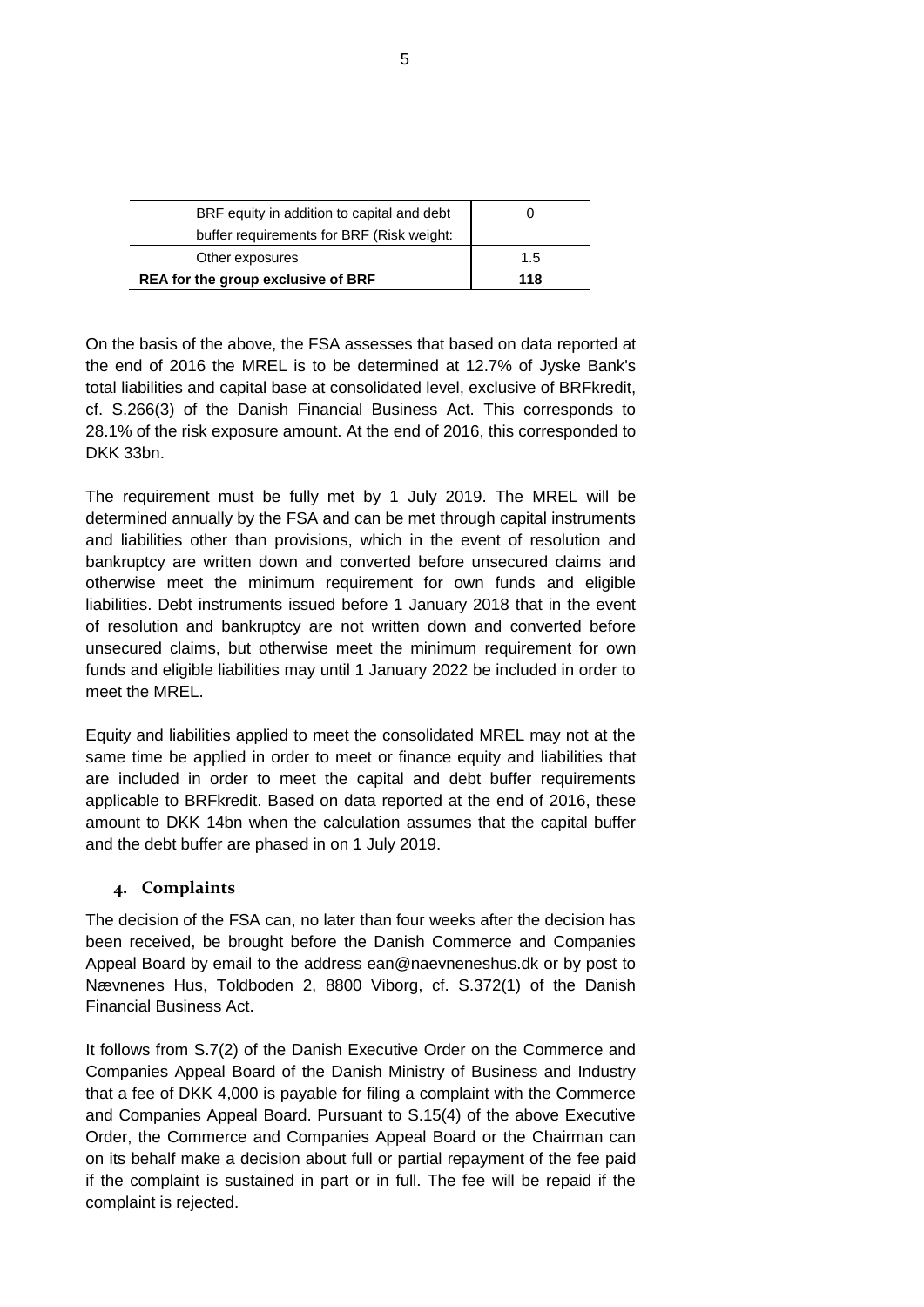| | |
|---|---|
| BRF equity in addition to capital and debt buffer requirements for BRF (Risk weight: | 0 |
| Other exposures | 1.5 |
| **REA for the group exclusive of BRF** | **118** |

On the basis of the above, the FSA assesses that based on data reported at the end of 2016 the MREL is to be determined at 12.7% of Jyske Bank's total liabilities and capital base at consolidated level, exclusive of BRFkredit, cf. S.266(3) of the Danish Financial Business Act. This corresponds to 28.1% of the risk exposure amount. At the end of 2016, this corresponded to DKK 33bn.

The requirement must be fully met by 1 July 2019. The MREL will be determined annually by the FSA and can be met through capital instruments and liabilities other than provisions, which in the event of resolution and bankruptcy are written down and converted before unsecured claims and otherwise meet the minimum requirement for own funds and eligible liabilities. Debt instruments issued before 1 January 2018 that in the event of resolution and bankruptcy are not written down and converted before unsecured claims, but otherwise meet the minimum requirement for own funds and eligible liabilities may until 1 January 2022 be included in order to meet the MREL.

Equity and liabilities applied to meet the consolidated MREL may not at the same time be applied in order to meet or finance equity and liabilities that are included in order to meet the capital and debt buffer requirements applicable to BRFkredit. Based on data reported at the end of 2016, these amount to DKK 14bn when the calculation assumes that the capital buffer and the debt buffer are phased in on 1 July 2019.

## 4. Complaints

The decision of the FSA can, no later than four weeks after the decision has been received, be brought before the Danish Commerce and Companies Appeal Board by email to the address ean@naevneneshus.dk or by post to Nævnenes Hus, Toldboden 2, 8800 Viborg, cf. S.372(1) of the Danish Financial Business Act.

It follows from S.7(2) of the Danish Executive Order on the Commerce and Companies Appeal Board of the Danish Ministry of Business and Industry that a fee of DKK 4,000 is payable for filing a complaint with the Commerce and Companies Appeal Board. Pursuant to S.15(4) of the above Executive Order, the Commerce and Companies Appeal Board or the Chairman can on its behalf make a decision about full or partial repayment of the fee paid if the complaint is sustained in part or in full. The fee will be repaid if the complaint is rejected.